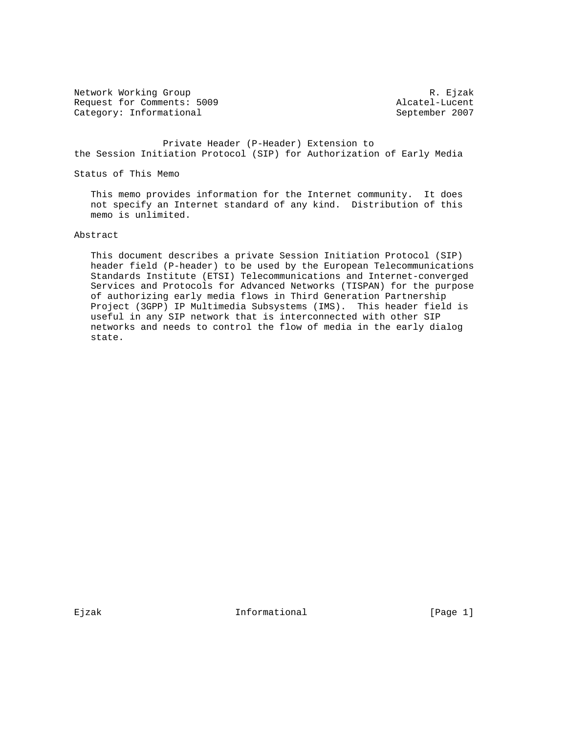Network Working Group R. Ejzak
Request for Comments: 5009 Alcatel-Lucent
Category: Informational September 2007

# Private Header (P-Header) Extension to the Session Initiation Protocol (SIP) for Authorization of Early Media

## Status of This Memo

This memo provides information for the Internet community. It does not specify an Internet standard of any kind. Distribution of this memo is unlimited.

## Abstract

This document describes a private Session Initiation Protocol (SIP) header field (P-header) to be used by the European Telecommunications Standards Institute (ETSI) Telecommunications and Internet-converged Services and Protocols for Advanced Networks (TISPAN) for the purpose of authorizing early media flows in Third Generation Partnership Project (3GPP) IP Multimedia Subsystems (IMS). This header field is useful in any SIP network that is interconnected with other SIP networks and needs to control the flow of media in the early dialog state.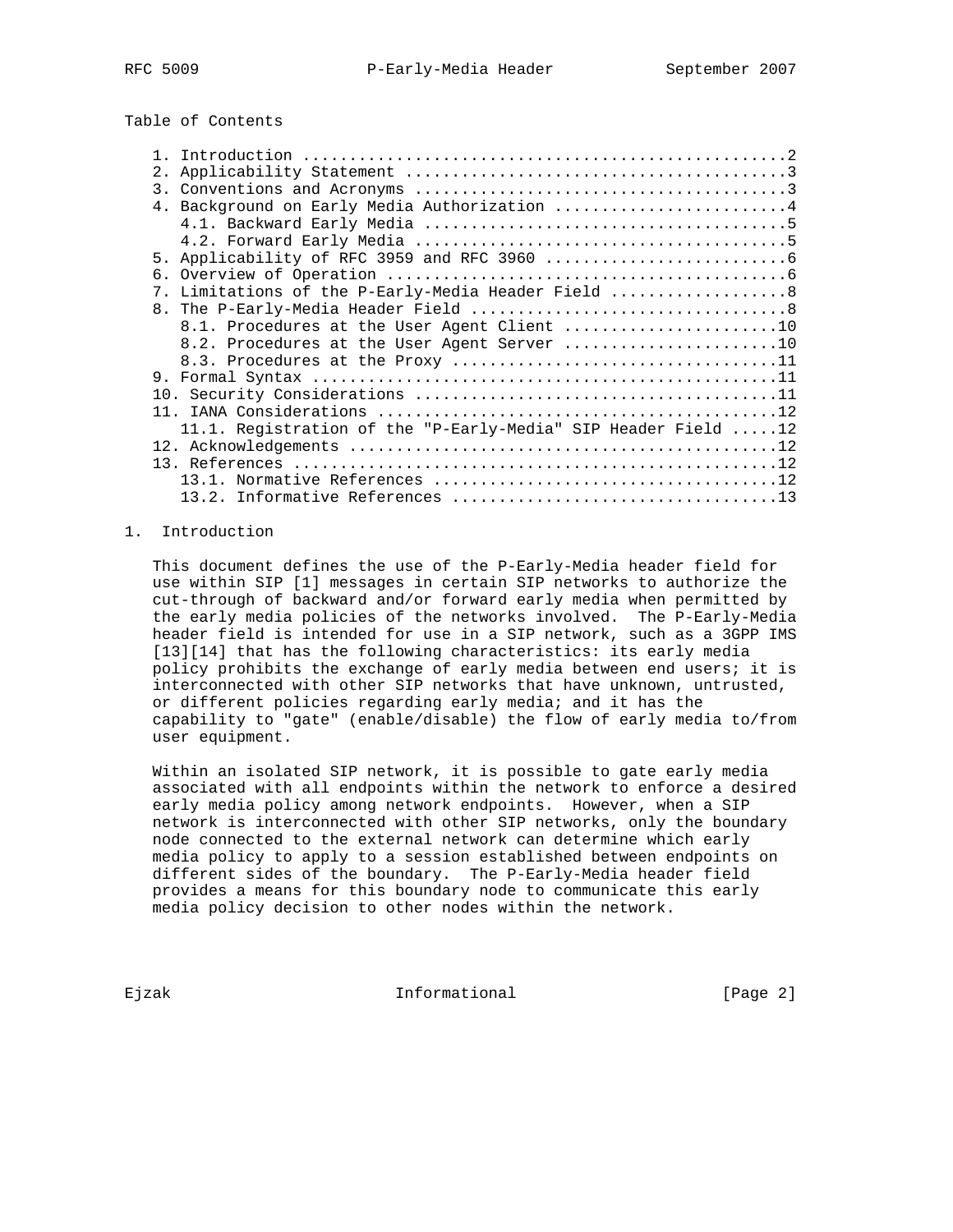Table of Contents

1. Introduction ....................................................2
2. Applicability Statement ........................................3
3. Conventions and Acronyms .......................................3
4. Background on Early Media Authorization .........................4
   4.1. Backward Early Media ......................................5
   4.2. Forward Early Media .......................................5
5. Applicability of RFC 3959 and RFC 3960 ..........................6
6. Overview of Operation ..........................................6
7. Limitations of the P-Early-Media Header Field ...................8
8. The P-Early-Media Header Field .................................8
   8.1. Procedures at the User Agent Client .......................10
   8.2. Procedures at the User Agent Server .......................10
   8.3. Procedures at the Proxy ...................................11
9. Formal Syntax .................................................11
10. Security Considerations ......................................11
11. IANA Considerations ..........................................12
   11.1. Registration of the "P-Early-Media" SIP Header Field .....12
12. Acknowledgements .............................................12
13. References ...................................................12
   13.1. Normative References ....................................12
   13.2. Informative References ..................................13

## 1. Introduction

This document defines the use of the P-Early-Media header field for use within SIP [1] messages in certain SIP networks to authorize the cut-through of backward and/or forward early media when permitted by the early media policies of the networks involved. The P-Early-Media header field is intended for use in a SIP network, such as a 3GPP IMS [13][14] that has the following characteristics: its early media policy prohibits the exchange of early media between end users; it is interconnected with other SIP networks that have unknown, untrusted, or different policies regarding early media; and it has the capability to "gate" (enable/disable) the flow of early media to/from user equipment.

Within an isolated SIP network, it is possible to gate early media associated with all endpoints within the network to enforce a desired early media policy among network endpoints. However, when a SIP network is interconnected with other SIP networks, only the boundary node connected to the external network can determine which early media policy to apply to a session established between endpoints on different sides of the boundary. The P-Early-Media header field provides a means for this boundary node to communicate this early media policy decision to other nodes within the network.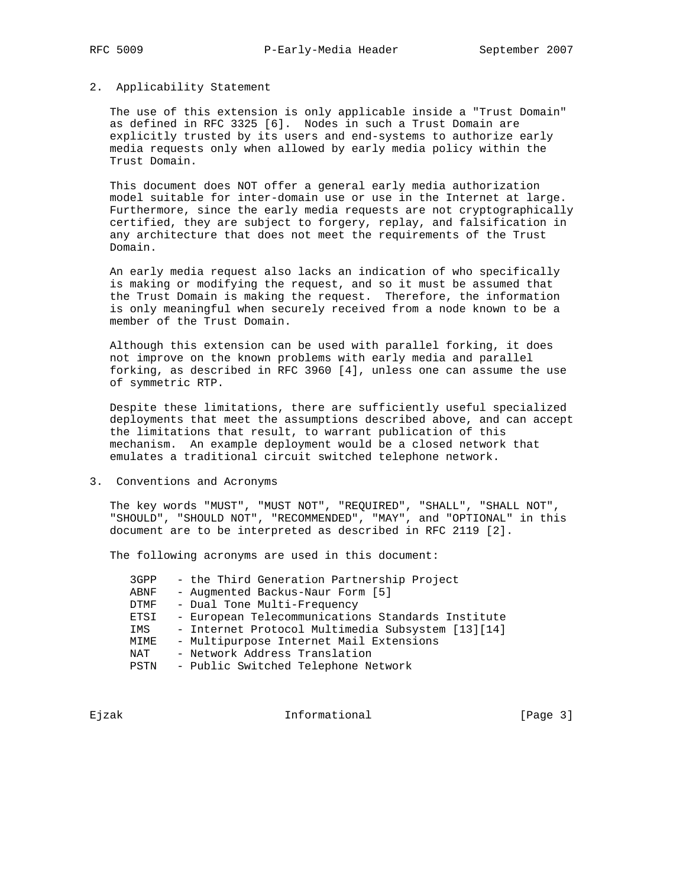## 2. Applicability Statement

The use of this extension is only applicable inside a "Trust Domain" as defined in RFC 3325 [6]. Nodes in such a Trust Domain are explicitly trusted by its users and end-systems to authorize early media requests only when allowed by early media policy within the Trust Domain.

This document does NOT offer a general early media authorization model suitable for inter-domain use or use in the Internet at large. Furthermore, since the early media requests are not cryptographically certified, they are subject to forgery, replay, and falsification in any architecture that does not meet the requirements of the Trust Domain.

An early media request also lacks an indication of who specifically is making or modifying the request, and so it must be assumed that the Trust Domain is making the request. Therefore, the information is only meaningful when securely received from a node known to be a member of the Trust Domain.

Although this extension can be used with parallel forking, it does not improve on the known problems with early media and parallel forking, as described in RFC 3960 [4], unless one can assume the use of symmetric RTP.

Despite these limitations, there are sufficiently useful specialized deployments that meet the assumptions described above, and can accept the limitations that result, to warrant publication of this mechanism. An example deployment would be a closed network that emulates a traditional circuit switched telephone network.

## 3. Conventions and Acronyms

The key words "MUST", "MUST NOT", "REQUIRED", "SHALL", "SHALL NOT", "SHOULD", "SHOULD NOT", "RECOMMENDED", "MAY", and "OPTIONAL" in this document are to be interpreted as described in RFC 2119 [2].

The following acronyms are used in this document:

```
3GPP   - the Third Generation Partnership Project
ABNF   - Augmented Backus-Naur Form [5]
DTMF   - Dual Tone Multi-Frequency
ETSI   - European Telecommunications Standards Institute
IMS    - Internet Protocol Multimedia Subsystem [13][14]
MIME   - Multipurpose Internet Mail Extensions
NAT    - Network Address Translation
PSTN   - Public Switched Telephone Network
```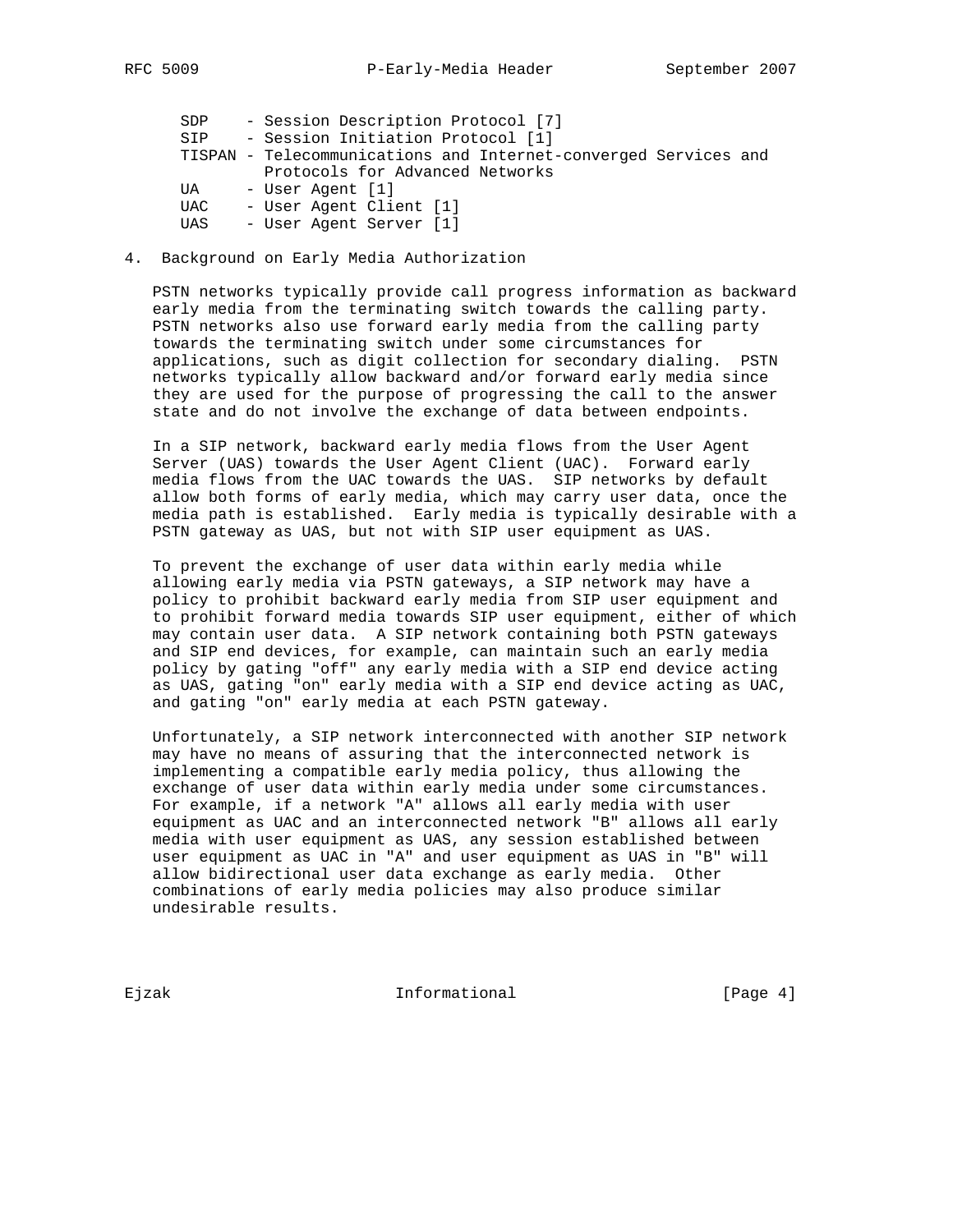SDP - Session Description Protocol [7]
SIP - Session Initiation Protocol [1]
TISPAN - Telecommunications and Internet-converged Services and Protocols for Advanced Networks
UA - User Agent [1]
UAC - User Agent Client [1]
UAS - User Agent Server [1]

## 4. Background on Early Media Authorization

PSTN networks typically provide call progress information as backward early media from the terminating switch towards the calling party. PSTN networks also use forward early media from the calling party towards the terminating switch under some circumstances for applications, such as digit collection for secondary dialing. PSTN networks typically allow backward and/or forward early media since they are used for the purpose of progressing the call to the answer state and do not involve the exchange of data between endpoints.

In a SIP network, backward early media flows from the User Agent Server (UAS) towards the User Agent Client (UAC). Forward early media flows from the UAC towards the UAS. SIP networks by default allow both forms of early media, which may carry user data, once the media path is established. Early media is typically desirable with a PSTN gateway as UAS, but not with SIP user equipment as UAS.

To prevent the exchange of user data within early media while allowing early media via PSTN gateways, a SIP network may have a policy to prohibit backward early media from SIP user equipment and to prohibit forward media towards SIP user equipment, either of which may contain user data. A SIP network containing both PSTN gateways and SIP end devices, for example, can maintain such an early media policy by gating "off" any early media with a SIP end device acting as UAS, gating "on" early media with a SIP end device acting as UAC, and gating "on" early media at each PSTN gateway.

Unfortunately, a SIP network interconnected with another SIP network may have no means of assuring that the interconnected network is implementing a compatible early media policy, thus allowing the exchange of user data within early media under some circumstances. For example, if a network "A" allows all early media with user equipment as UAC and an interconnected network "B" allows all early media with user equipment as UAS, any session established between user equipment as UAC in "A" and user equipment as UAS in "B" will allow bidirectional user data exchange as early media. Other combinations of early media policies may also produce similar undesirable results.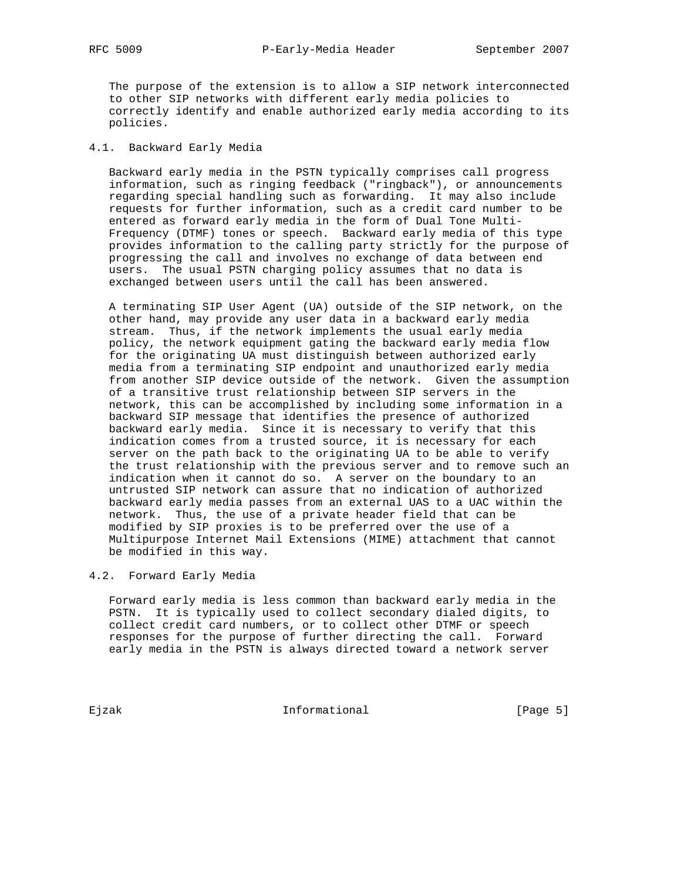The purpose of the extension is to allow a SIP network interconnected to other SIP networks with different early media policies to correctly identify and enable authorized early media according to its policies.

## 4.1. Backward Early Media

Backward early media in the PSTN typically comprises call progress information, such as ringing feedback ("ringback"), or announcements regarding special handling such as forwarding. It may also include requests for further information, such as a credit card number to be entered as forward early media in the form of Dual Tone Multi-Frequency (DTMF) tones or speech. Backward early media of this type provides information to the calling party strictly for the purpose of progressing the call and involves no exchange of data between end users. The usual PSTN charging policy assumes that no data is exchanged between users until the call has been answered.

A terminating SIP User Agent (UA) outside of the SIP network, on the other hand, may provide any user data in a backward early media stream. Thus, if the network implements the usual early media policy, the network equipment gating the backward early media flow for the originating UA must distinguish between authorized early media from a terminating SIP endpoint and unauthorized early media from another SIP device outside of the network. Given the assumption of a transitive trust relationship between SIP servers in the network, this can be accomplished by including some information in a backward SIP message that identifies the presence of authorized backward early media. Since it is necessary to verify that this indication comes from a trusted source, it is necessary for each server on the path back to the originating UA to be able to verify the trust relationship with the previous server and to remove such an indication when it cannot do so. A server on the boundary to an untrusted SIP network can assure that no indication of authorized backward early media passes from an external UAS to a UAC within the network. Thus, the use of a private header field that can be modified by SIP proxies is to be preferred over the use of a Multipurpose Internet Mail Extensions (MIME) attachment that cannot be modified in this way.

## 4.2. Forward Early Media

Forward early media is less common than backward early media in the PSTN. It is typically used to collect secondary dialed digits, to collect credit card numbers, or to collect other DTMF or speech responses for the purpose of further directing the call. Forward early media in the PSTN is always directed toward a network server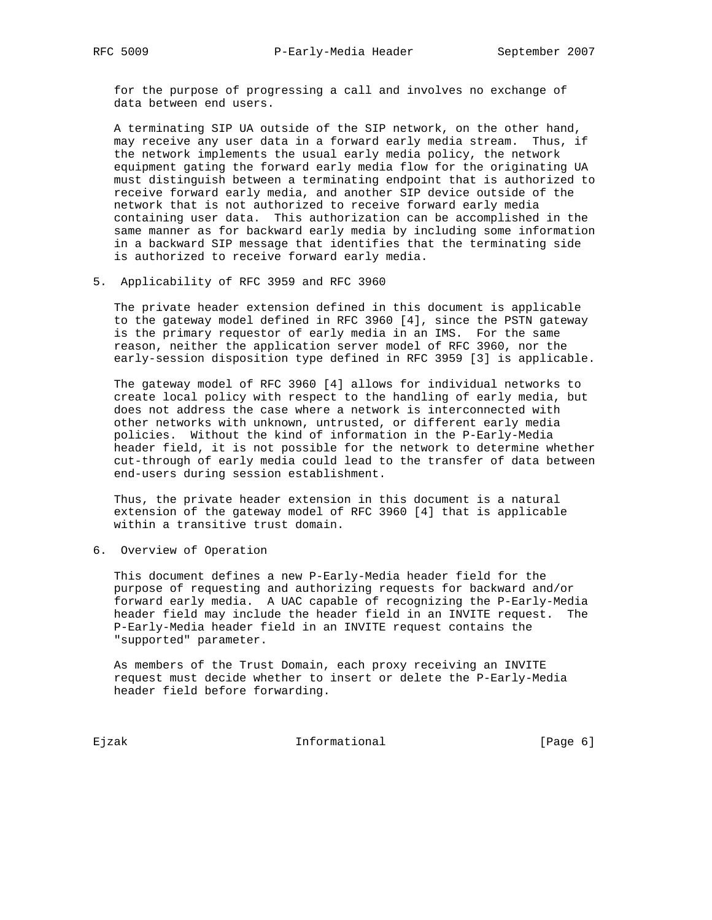for the purpose of progressing a call and involves no exchange of data between end users.

A terminating SIP UA outside of the SIP network, on the other hand, may receive any user data in a forward early media stream. Thus, if the network implements the usual early media policy, the network equipment gating the forward early media flow for the originating UA must distinguish between a terminating endpoint that is authorized to receive forward early media, and another SIP device outside of the network that is not authorized to receive forward early media containing user data. This authorization can be accomplished in the same manner as for backward early media by including some information in a backward SIP message that identifies that the terminating side is authorized to receive forward early media.

## 5. Applicability of RFC 3959 and RFC 3960

The private header extension defined in this document is applicable to the gateway model defined in RFC 3960 [4], since the PSTN gateway is the primary requestor of early media in an IMS. For the same reason, neither the application server model of RFC 3960, nor the early-session disposition type defined in RFC 3959 [3] is applicable.

The gateway model of RFC 3960 [4] allows for individual networks to create local policy with respect to the handling of early media, but does not address the case where a network is interconnected with other networks with unknown, untrusted, or different early media policies. Without the kind of information in the P-Early-Media header field, it is not possible for the network to determine whether cut-through of early media could lead to the transfer of data between end-users during session establishment.

Thus, the private header extension in this document is a natural extension of the gateway model of RFC 3960 [4] that is applicable within a transitive trust domain.

## 6. Overview of Operation

This document defines a new P-Early-Media header field for the purpose of requesting and authorizing requests for backward and/or forward early media. A UAC capable of recognizing the P-Early-Media header field may include the header field in an INVITE request. The P-Early-Media header field in an INVITE request contains the "supported" parameter.

As members of the Trust Domain, each proxy receiving an INVITE request must decide whether to insert or delete the P-Early-Media header field before forwarding.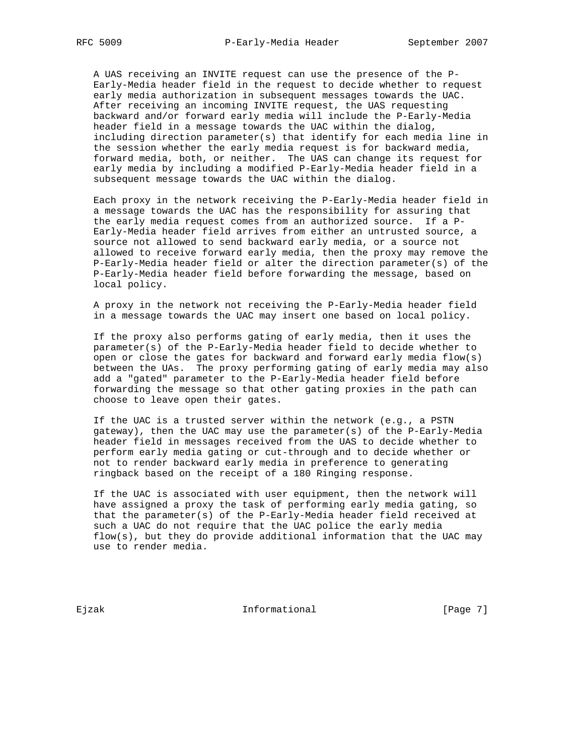A UAS receiving an INVITE request can use the presence of the P-Early-Media header field in the request to decide whether to request early media authorization in subsequent messages towards the UAC. After receiving an incoming INVITE request, the UAS requesting backward and/or forward early media will include the P-Early-Media header field in a message towards the UAC within the dialog, including direction parameter(s) that identify for each media line in the session whether the early media request is for backward media, forward media, both, or neither. The UAS can change its request for early media by including a modified P-Early-Media header field in a subsequent message towards the UAC within the dialog.

Each proxy in the network receiving the P-Early-Media header field in a message towards the UAC has the responsibility for assuring that the early media request comes from an authorized source. If a P-Early-Media header field arrives from either an untrusted source, a source not allowed to send backward early media, or a source not allowed to receive forward early media, then the proxy may remove the P-Early-Media header field or alter the direction parameter(s) of the P-Early-Media header field before forwarding the message, based on local policy.

A proxy in the network not receiving the P-Early-Media header field in a message towards the UAC may insert one based on local policy.

If the proxy also performs gating of early media, then it uses the parameter(s) of the P-Early-Media header field to decide whether to open or close the gates for backward and forward early media flow(s) between the UAs. The proxy performing gating of early media may also add a "gated" parameter to the P-Early-Media header field before forwarding the message so that other gating proxies in the path can choose to leave open their gates.

If the UAC is a trusted server within the network (e.g., a PSTN gateway), then the UAC may use the parameter(s) of the P-Early-Media header field in messages received from the UAS to decide whether to perform early media gating or cut-through and to decide whether or not to render backward early media in preference to generating ringback based on the receipt of a 180 Ringing response.

If the UAC is associated with user equipment, then the network will have assigned a proxy the task of performing early media gating, so that the parameter(s) of the P-Early-Media header field received at such a UAC do not require that the UAC police the early media flow(s), but they do provide additional information that the UAC may use to render media.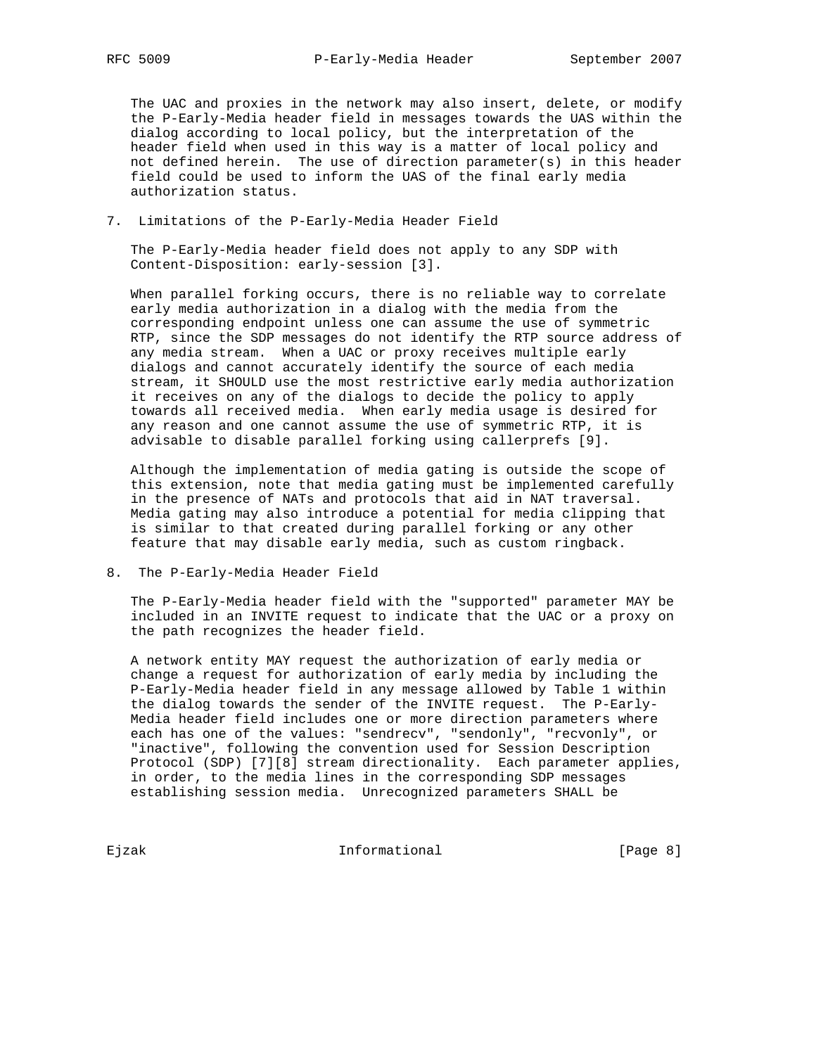The UAC and proxies in the network may also insert, delete, or modify the P-Early-Media header field in messages towards the UAS within the dialog according to local policy, but the interpretation of the header field when used in this way is a matter of local policy and not defined herein. The use of direction parameter(s) in this header field could be used to inform the UAS of the final early media authorization status.

## 7. Limitations of the P-Early-Media Header Field

The P-Early-Media header field does not apply to any SDP with Content-Disposition: early-session [3].

When parallel forking occurs, there is no reliable way to correlate early media authorization in a dialog with the media from the corresponding endpoint unless one can assume the use of symmetric RTP, since the SDP messages do not identify the RTP source address of any media stream. When a UAC or proxy receives multiple early dialogs and cannot accurately identify the source of each media stream, it SHOULD use the most restrictive early media authorization it receives on any of the dialogs to decide the policy to apply towards all received media. When early media usage is desired for any reason and one cannot assume the use of symmetric RTP, it is advisable to disable parallel forking using callerprefs [9].

Although the implementation of media gating is outside the scope of this extension, note that media gating must be implemented carefully in the presence of NATs and protocols that aid in NAT traversal. Media gating may also introduce a potential for media clipping that is similar to that created during parallel forking or any other feature that may disable early media, such as custom ringback.

## 8. The P-Early-Media Header Field

The P-Early-Media header field with the "supported" parameter MAY be included in an INVITE request to indicate that the UAC or a proxy on the path recognizes the header field.

A network entity MAY request the authorization of early media or change a request for authorization of early media by including the P-Early-Media header field in any message allowed by Table 1 within the dialog towards the sender of the INVITE request. The P-Early-Media header field includes one or more direction parameters where each has one of the values: "sendrecv", "sendonly", "recvonly", or "inactive", following the convention used for Session Description Protocol (SDP) [7][8] stream directionality. Each parameter applies, in order, to the media lines in the corresponding SDP messages establishing session media. Unrecognized parameters SHALL be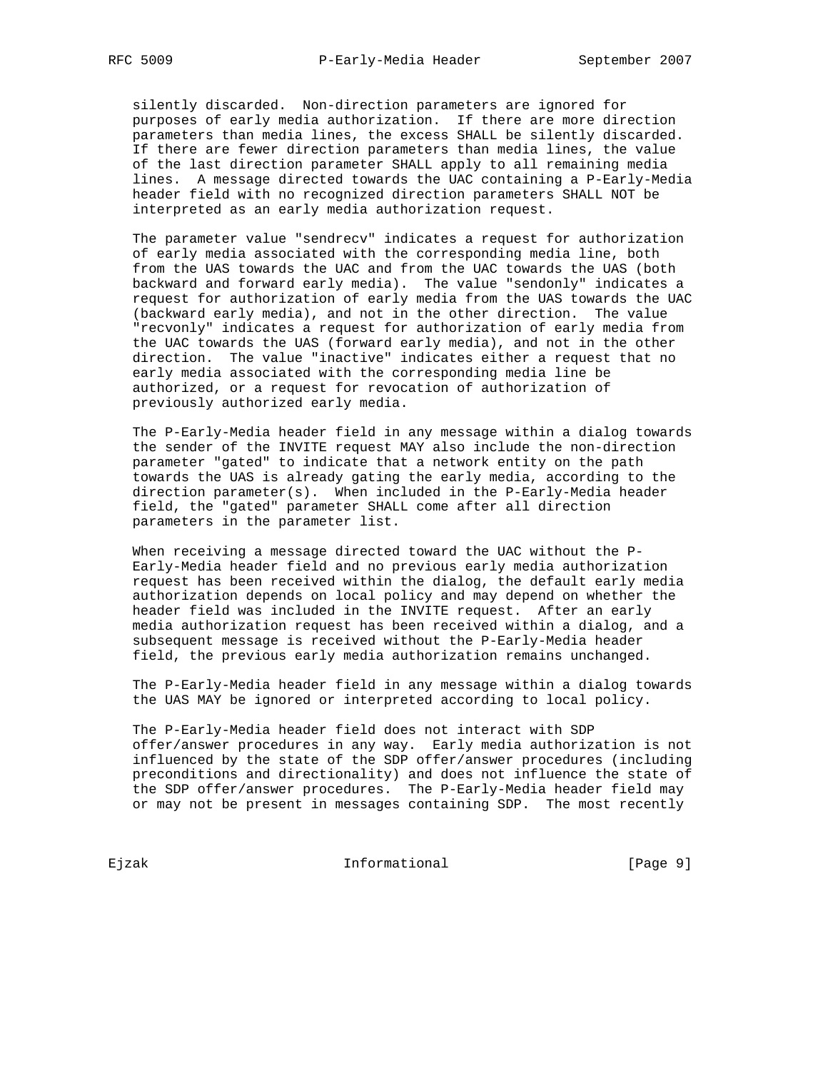silently discarded. Non-direction parameters are ignored for purposes of early media authorization. If there are more direction parameters than media lines, the excess SHALL be silently discarded. If there are fewer direction parameters than media lines, the value of the last direction parameter SHALL apply to all remaining media lines. A message directed towards the UAC containing a P-Early-Media header field with no recognized direction parameters SHALL NOT be interpreted as an early media authorization request.

The parameter value "sendrecv" indicates a request for authorization of early media associated with the corresponding media line, both from the UAS towards the UAC and from the UAC towards the UAS (both backward and forward early media). The value "sendonly" indicates a request for authorization of early media from the UAS towards the UAC (backward early media), and not in the other direction. The value "recvonly" indicates a request for authorization of early media from the UAC towards the UAS (forward early media), and not in the other direction. The value "inactive" indicates either a request that no early media associated with the corresponding media line be authorized, or a request for revocation of authorization of previously authorized early media.

The P-Early-Media header field in any message within a dialog towards the sender of the INVITE request MAY also include the non-direction parameter "gated" to indicate that a network entity on the path towards the UAS is already gating the early media, according to the direction parameter(s). When included in the P-Early-Media header field, the "gated" parameter SHALL come after all direction parameters in the parameter list.

When receiving a message directed toward the UAC without the P-Early-Media header field and no previous early media authorization request has been received within the dialog, the default early media authorization depends on local policy and may depend on whether the header field was included in the INVITE request. After an early media authorization request has been received within a dialog, and a subsequent message is received without the P-Early-Media header field, the previous early media authorization remains unchanged.

The P-Early-Media header field in any message within a dialog towards the UAS MAY be ignored or interpreted according to local policy.

The P-Early-Media header field does not interact with SDP offer/answer procedures in any way. Early media authorization is not influenced by the state of the SDP offer/answer procedures (including preconditions and directionality) and does not influence the state of the SDP offer/answer procedures. The P-Early-Media header field may or may not be present in messages containing SDP. The most recently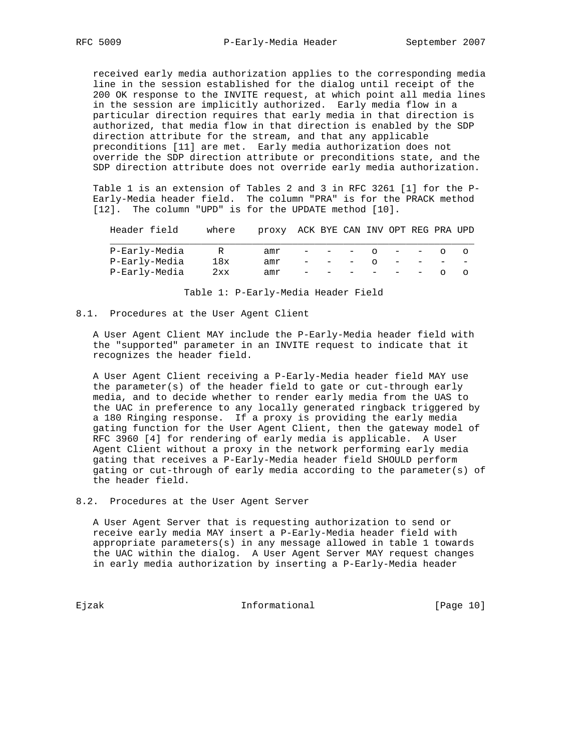received early media authorization applies to the corresponding media line in the session established for the dialog until receipt of the 200 OK response to the INVITE request, at which point all media lines in the session are implicitly authorized. Early media flow in a particular direction requires that early media in that direction is authorized, that media flow in that direction is enabled by the SDP direction attribute for the stream, and that any applicable preconditions [11] are met. Early media authorization does not override the SDP direction attribute or preconditions state, and the SDP direction attribute does not override early media authorization.

Table 1 is an extension of Tables 2 and 3 in RFC 3261 [1] for the P-Early-Media header field. The column "PRA" is for the PRACK method [12]. The column "UPD" is for the UPDATE method [10].

| Header field | where | proxy | ACK | BYE | CAN | INV | OPT | REG | PRA | UPD |
|---|---|---|---|---|---|---|---|---|---|---|
| P-Early-Media | R | amr | - | - | - | o | - | - | o | o |
| P-Early-Media | 18x | amr | - | - | - | o | - | - | - | - |
| P-Early-Media | 2xx | amr | - | - | - | - | - | - | o | o |

Table 1: P-Early-Media Header Field

### 8.1. Procedures at the User Agent Client

A User Agent Client MAY include the P-Early-Media header field with the "supported" parameter in an INVITE request to indicate that it recognizes the header field.

A User Agent Client receiving a P-Early-Media header field MAY use the parameter(s) of the header field to gate or cut-through early media, and to decide whether to render early media from the UAS to the UAC in preference to any locally generated ringback triggered by a 180 Ringing response. If a proxy is providing the early media gating function for the User Agent Client, then the gateway model of RFC 3960 [4] for rendering of early media is applicable. A User Agent Client without a proxy in the network performing early media gating that receives a P-Early-Media header field SHOULD perform gating or cut-through of early media according to the parameter(s) of the header field.

### 8.2. Procedures at the User Agent Server

A User Agent Server that is requesting authorization to send or receive early media MAY insert a P-Early-Media header field with appropriate parameters(s) in any message allowed in table 1 towards the UAC within the dialog. A User Agent Server MAY request changes in early media authorization by inserting a P-Early-Media header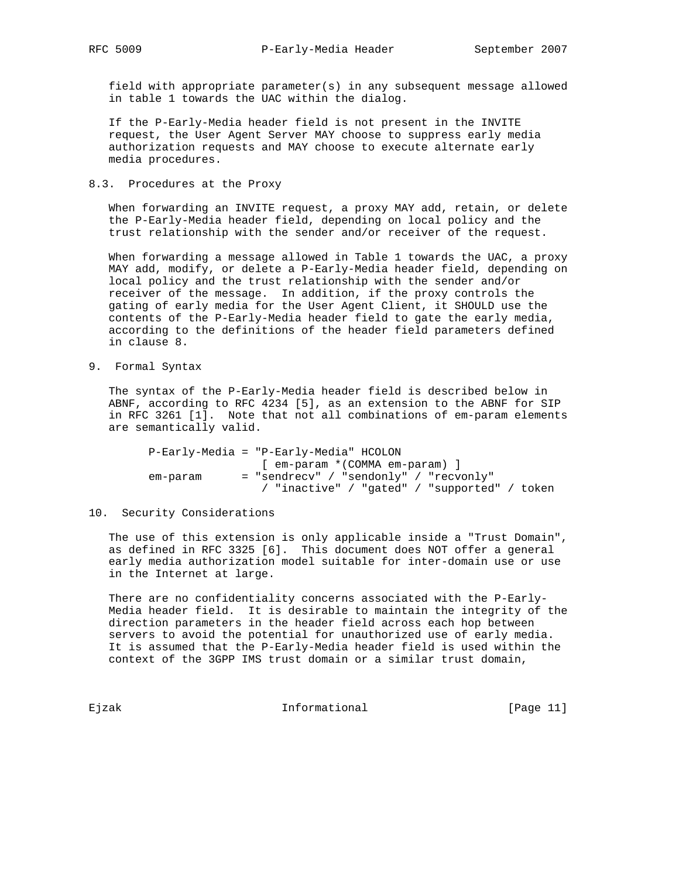field with appropriate parameter(s) in any subsequent message allowed in table 1 towards the UAC within the dialog.

If the P-Early-Media header field is not present in the INVITE request, the User Agent Server MAY choose to suppress early media authorization requests and MAY choose to execute alternate early media procedures.

### 8.3. Procedures at the Proxy

When forwarding an INVITE request, a proxy MAY add, retain, or delete the P-Early-Media header field, depending on local policy and the trust relationship with the sender and/or receiver of the request.

When forwarding a message allowed in Table 1 towards the UAC, a proxy MAY add, modify, or delete a P-Early-Media header field, depending on local policy and the trust relationship with the sender and/or receiver of the message. In addition, if the proxy controls the gating of early media for the User Agent Client, it SHOULD use the contents of the P-Early-Media header field to gate the early media, according to the definitions of the header field parameters defined in clause 8.

## 9. Formal Syntax

The syntax of the P-Early-Media header field is described below in ABNF, according to RFC 4234 [5], as an extension to the ABNF for SIP in RFC 3261 [1]. Note that not all combinations of em-param elements are semantically valid.

```
P-Early-Media = "P-Early-Media" HCOLON
                 [ em-param *(COMMA em-param) ]
em-param      = "sendrecv" / "sendonly" / "recvonly"
                 / "inactive" / "gated" / "supported" / token
```

## 10. Security Considerations

The use of this extension is only applicable inside a "Trust Domain", as defined in RFC 3325 [6]. This document does NOT offer a general early media authorization model suitable for inter-domain use or use in the Internet at large.

There are no confidentiality concerns associated with the P-Early-Media header field. It is desirable to maintain the integrity of the direction parameters in the header field across each hop between servers to avoid the potential for unauthorized use of early media. It is assumed that the P-Early-Media header field is used within the context of the 3GPP IMS trust domain or a similar trust domain,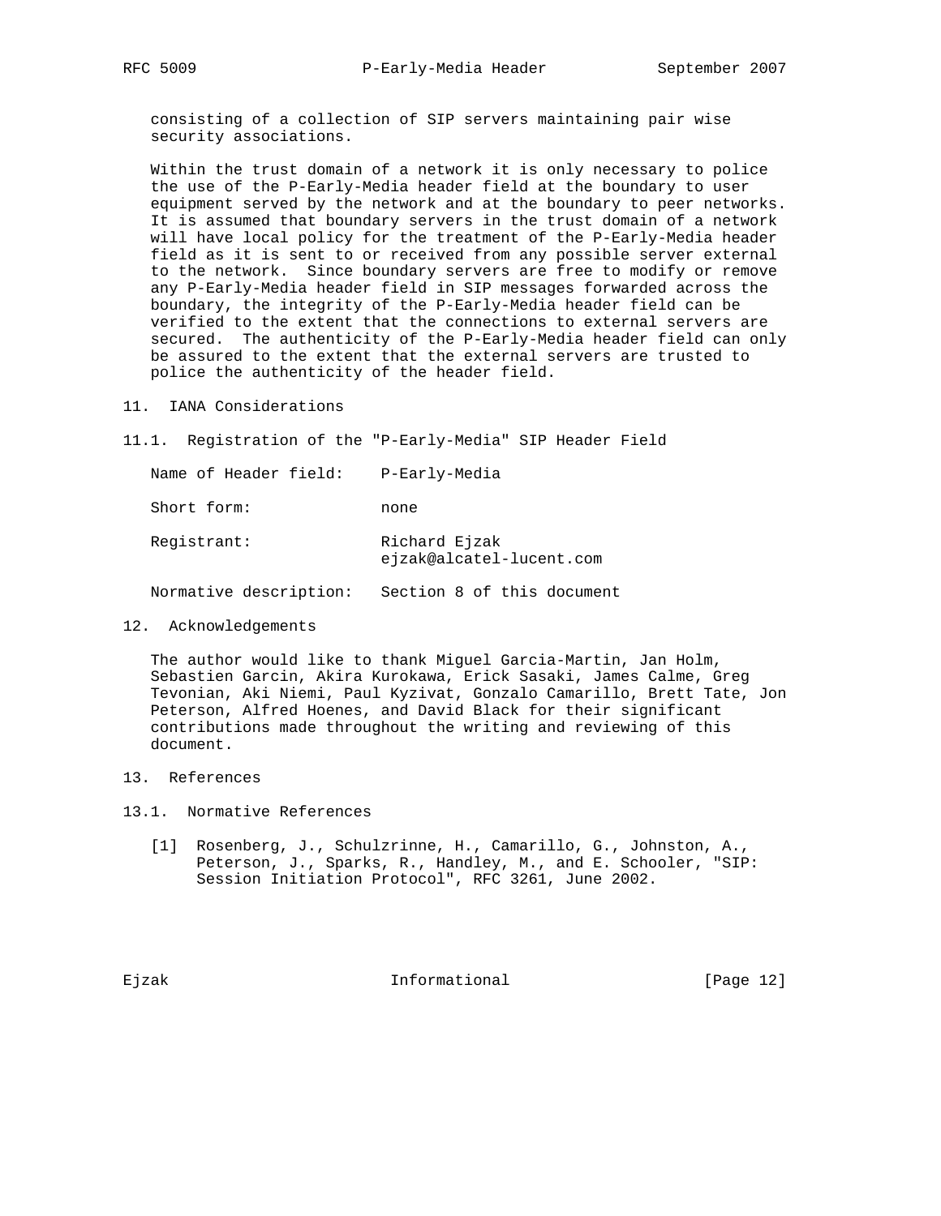consisting of a collection of SIP servers maintaining pair wise security associations.

Within the trust domain of a network it is only necessary to police the use of the P-Early-Media header field at the boundary to user equipment served by the network and at the boundary to peer networks. It is assumed that boundary servers in the trust domain of a network will have local policy for the treatment of the P-Early-Media header field as it is sent to or received from any possible server external to the network. Since boundary servers are free to modify or remove any P-Early-Media header field in SIP messages forwarded across the boundary, the integrity of the P-Early-Media header field can be verified to the extent that the connections to external servers are secured. The authenticity of the P-Early-Media header field can only be assured to the extent that the external servers are trusted to police the authenticity of the header field.

## 11. IANA Considerations

### 11.1. Registration of the "P-Early-Media" SIP Header Field

| | |
|---|---|
| Name of Header field: | P-Early-Media |
| Short form: | none |
| Registrant: | Richard Ejzak ejzak@alcatel-lucent.com |
| Normative description: | Section 8 of this document |

## 12. Acknowledgements

The author would like to thank Miguel Garcia-Martin, Jan Holm, Sebastien Garcin, Akira Kurokawa, Erick Sasaki, James Calme, Greg Tevonian, Aki Niemi, Paul Kyzivat, Gonzalo Camarillo, Brett Tate, Jon Peterson, Alfred Hoenes, and David Black for their significant contributions made throughout the writing and reviewing of this document.

## 13. References

### 13.1. Normative References

[1] Rosenberg, J., Schulzrinne, H., Camarillo, G., Johnston, A., Peterson, J., Sparks, R., Handley, M., and E. Schooler, "SIP: Session Initiation Protocol", RFC 3261, June 2002.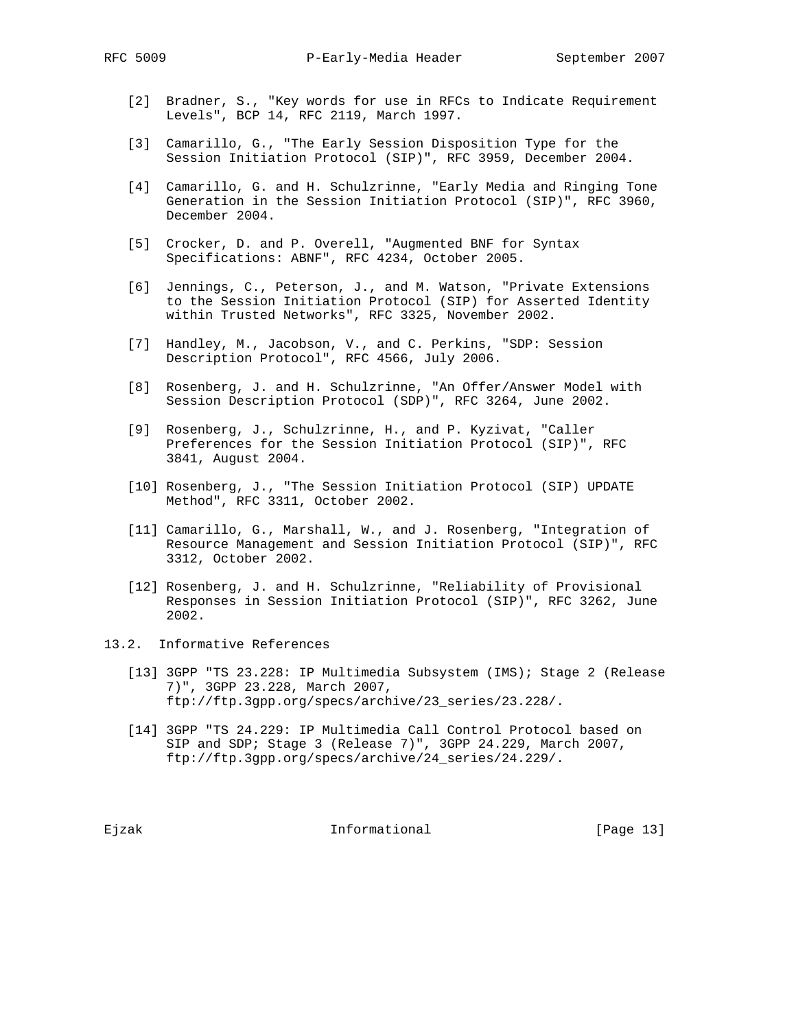[2] Bradner, S., "Key words for use in RFCs to Indicate Requirement Levels", BCP 14, RFC 2119, March 1997.

[3] Camarillo, G., "The Early Session Disposition Type for the Session Initiation Protocol (SIP)", RFC 3959, December 2004.

[4] Camarillo, G. and H. Schulzrinne, "Early Media and Ringing Tone Generation in the Session Initiation Protocol (SIP)", RFC 3960, December 2004.

[5] Crocker, D. and P. Overell, "Augmented BNF for Syntax Specifications: ABNF", RFC 4234, October 2005.

[6] Jennings, C., Peterson, J., and M. Watson, "Private Extensions to the Session Initiation Protocol (SIP) for Asserted Identity within Trusted Networks", RFC 3325, November 2002.

[7] Handley, M., Jacobson, V., and C. Perkins, "SDP: Session Description Protocol", RFC 4566, July 2006.

[8] Rosenberg, J. and H. Schulzrinne, "An Offer/Answer Model with Session Description Protocol (SDP)", RFC 3264, June 2002.

[9] Rosenberg, J., Schulzrinne, H., and P. Kyzivat, "Caller Preferences for the Session Initiation Protocol (SIP)", RFC 3841, August 2004.

[10] Rosenberg, J., "The Session Initiation Protocol (SIP) UPDATE Method", RFC 3311, October 2002.

[11] Camarillo, G., Marshall, W., and J. Rosenberg, "Integration of Resource Management and Session Initiation Protocol (SIP)", RFC 3312, October 2002.

[12] Rosenberg, J. and H. Schulzrinne, "Reliability of Provisional Responses in Session Initiation Protocol (SIP)", RFC 3262, June 2002.

### 13.2. Informative References

[13] 3GPP "TS 23.228: IP Multimedia Subsystem (IMS); Stage 2 (Release 7)", 3GPP 23.228, March 2007, ftp://ftp.3gpp.org/specs/archive/23_series/23.228/.

[14] 3GPP "TS 24.229: IP Multimedia Call Control Protocol based on SIP and SDP; Stage 3 (Release 7)", 3GPP 24.229, March 2007, ftp://ftp.3gpp.org/specs/archive/24_series/24.229/.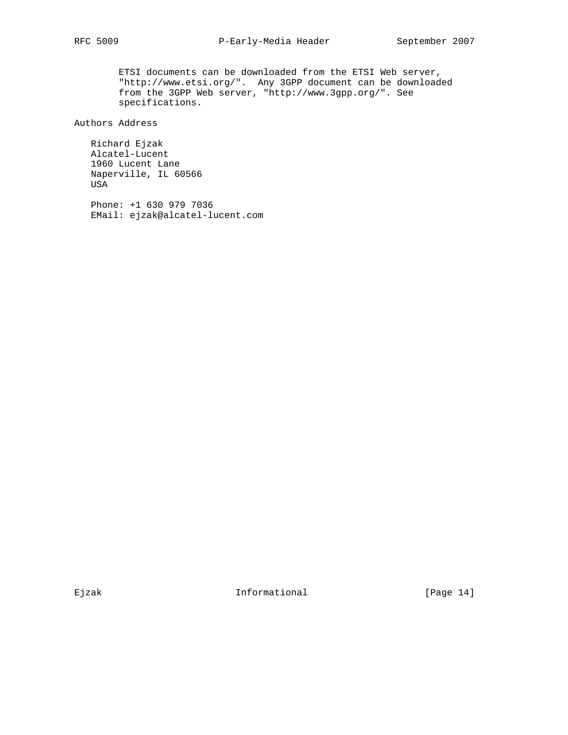ETSI documents can be downloaded from the ETSI Web server, "http://www.etsi.org/". Any 3GPP document can be downloaded from the 3GPP Web server, "http://www.3gpp.org/". See specifications.

## Authors Address

Richard Ejzak
Alcatel-Lucent
1960 Lucent Lane
Naperville, IL 60566
USA

Phone: +1 630 979 7036
EMail: ejzak@alcatel-lucent.com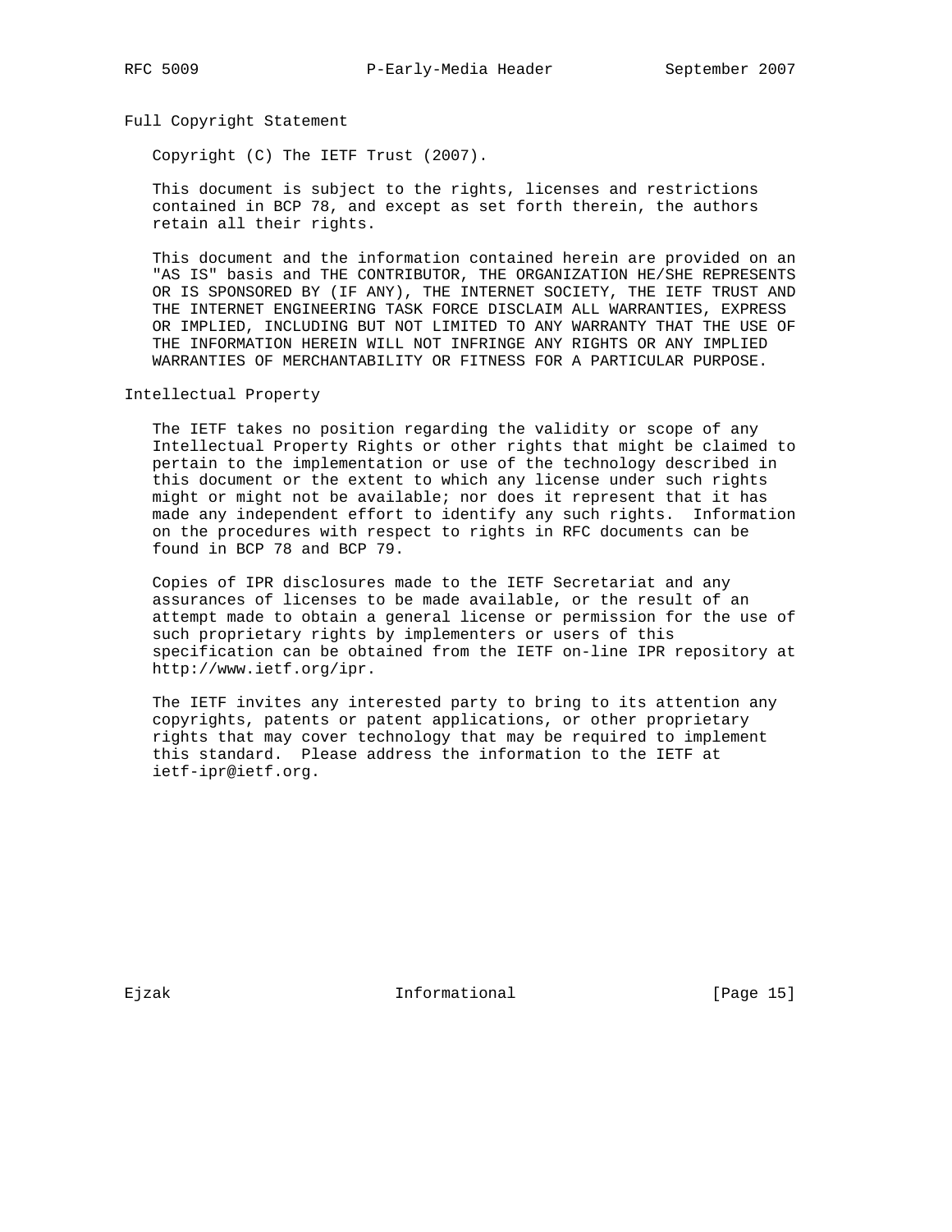## Full Copyright Statement

Copyright (C) The IETF Trust (2007).

This document is subject to the rights, licenses and restrictions contained in BCP 78, and except as set forth therein, the authors retain all their rights.

This document and the information contained herein are provided on an "AS IS" basis and THE CONTRIBUTOR, THE ORGANIZATION HE/SHE REPRESENTS OR IS SPONSORED BY (IF ANY), THE INTERNET SOCIETY, THE IETF TRUST AND THE INTERNET ENGINEERING TASK FORCE DISCLAIM ALL WARRANTIES, EXPRESS OR IMPLIED, INCLUDING BUT NOT LIMITED TO ANY WARRANTY THAT THE USE OF THE INFORMATION HEREIN WILL NOT INFRINGE ANY RIGHTS OR ANY IMPLIED WARRANTIES OF MERCHANTABILITY OR FITNESS FOR A PARTICULAR PURPOSE.

## Intellectual Property

The IETF takes no position regarding the validity or scope of any Intellectual Property Rights or other rights that might be claimed to pertain to the implementation or use of the technology described in this document or the extent to which any license under such rights might or might not be available; nor does it represent that it has made any independent effort to identify any such rights. Information on the procedures with respect to rights in RFC documents can be found in BCP 78 and BCP 79.

Copies of IPR disclosures made to the IETF Secretariat and any assurances of licenses to be made available, or the result of an attempt made to obtain a general license or permission for the use of such proprietary rights by implementers or users of this specification can be obtained from the IETF on-line IPR repository at http://www.ietf.org/ipr.

The IETF invites any interested party to bring to its attention any copyrights, patents or patent applications, or other proprietary rights that may cover technology that may be required to implement this standard. Please address the information to the IETF at ietf-ipr@ietf.org.